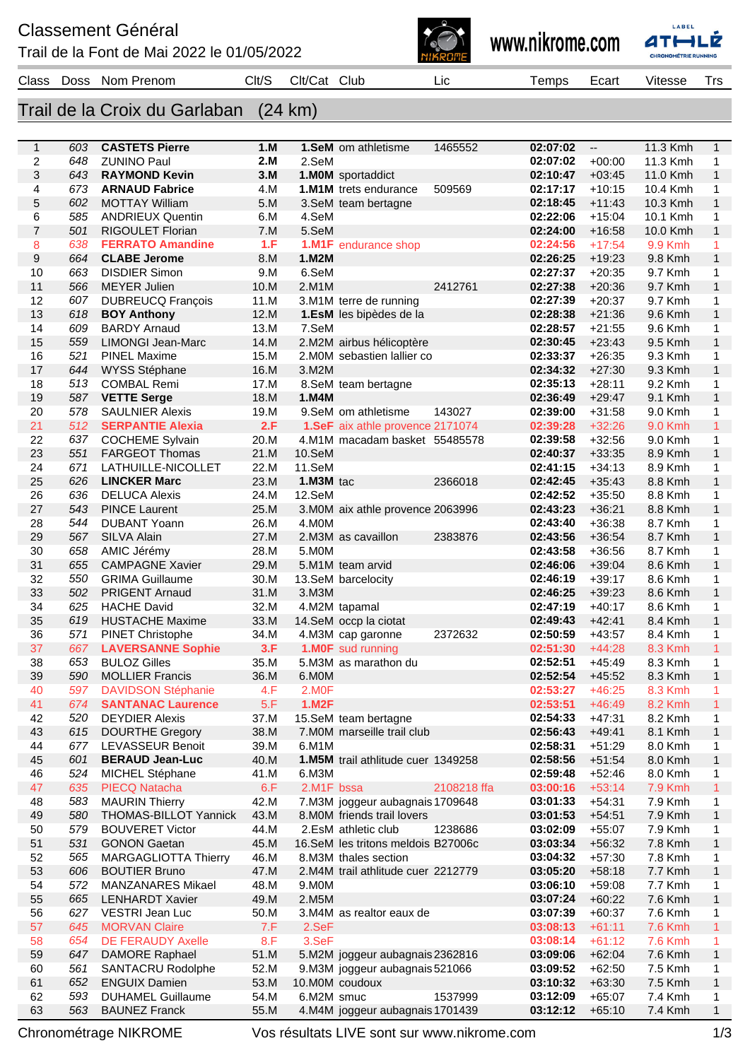# Classement Général

Trail de la Font de Mai 2022 le 01/05/2022

www.nikrome.com

## Trail de la Croix du Garlaban (24 km)

| Class | Doss | Nom Prenom | Clt/S | Clt/Cat | Club | Lic | Temps | Ecart | Vitesse | Trs |
|---|---|---|---|---|---|---|---|---|---|---|
| 1 | 603 | **CASTETS Pierre** | **1.M** | **1.SeM** | om athletisme | 1465552 | **02:07:02** | -- | 11.3 Kmh | 1 |
| 2 | 648 | ZUNINO Paul | **2.M** | 2.SeM | | | **02:07:02** | +00:00 | 11.3 Kmh | 1 |
| 3 | 643 | **RAYMOND Kevin** | **3.M** | **1.M0M** | sportaddict | | **02:10:47** | +03:45 | 11.0 Kmh | 1 |
| 4 | 673 | **ARNAUD Fabrice** | 4.M | **1.M1M** | trets endurance | 509569 | **02:17:17** | +10:15 | 10.4 Kmh | 1 |
| 5 | 602 | MOTTAY William | 5.M | 3.SeM | team bertagne | | **02:18:45** | +11:43 | 10.3 Kmh | 1 |
| 6 | 585 | ANDRIEUX Quentin | 6.M | 4.SeM | | | **02:22:06** | +15:04 | 10.1 Kmh | 1 |
| 7 | 501 | RIGOULET Florian | 7.M | 5.SeM | | | **02:24:00** | +16:58 | 10.0 Kmh | 1 |
| 8 | 638 | **FERRATO Amandine** | **1.F** | **1.M1F** | endurance shop | | **02:24:56** | +17:54 | 9.9 Kmh | 1 |
| 9 | 664 | **CLABE Jerome** | 8.M | **1.M2M** | | | **02:26:25** | +19:23 | 9.8 Kmh | 1 |
| 10 | 663 | DISDIER Simon | 9.M | 6.SeM | | | **02:27:37** | +20:35 | 9.7 Kmh | 1 |
| 11 | 566 | MEYER Julien | 10.M | 2.M1M | | 2412761 | **02:27:38** | +20:36 | 9.7 Kmh | 1 |
| 12 | 607 | DUBREUCQ François | 11.M | 3.M1M | terre de running | | **02:27:39** | +20:37 | 9.7 Kmh | 1 |
| 13 | 618 | **BOY Anthony** | 12.M | **1.EsM** | les bipèdes de la | | **02:28:38** | +21:36 | 9.6 Kmh | 1 |
| 14 | 609 | BARDY Arnaud | 13.M | 7.SeM | | | **02:28:57** | +21:55 | 9.6 Kmh | 1 |
| 15 | 559 | LIMONGI Jean-Marc | 14.M | 2.M2M | airbus hélicoptère | | **02:30:45** | +23:43 | 9.5 Kmh | 1 |
| 16 | 521 | PINEL Maxime | 15.M | 2.M0M | sebastien lallier co | | **02:33:37** | +26:35 | 9.3 Kmh | 1 |
| 17 | 644 | WYSS Stéphane | 16.M | 3.M2M | | | **02:34:32** | +27:30 | 9.3 Kmh | 1 |
| 18 | 513 | COMBAL Remi | 17.M | 8.SeM | team bertagne | | **02:35:13** | +28:11 | 9.2 Kmh | 1 |
| 19 | 587 | **VETTE Serge** | 18.M | **1.M4M** | | | **02:36:49** | +29:47 | 9.1 Kmh | 1 |
| 20 | 578 | SAULNIER Alexis | 19.M | 9.SeM | om athletisme | 143027 | **02:39:00** | +31:58 | 9.0 Kmh | 1 |
| 21 | 512 | **SERPANTIE Alexia** | **2.F** | **1.SeF** | aix athle provence | 2171074 | **02:39:28** | +32:26 | 9.0 Kmh | 1 |
| 22 | 637 | COCHEME Sylvain | 20.M | 4.M1M | macadam basket | 55485578 | **02:39:58** | +32:56 | 9.0 Kmh | 1 |
| 23 | 551 | FARGEOT Thomas | 21.M | 10.SeM | | | **02:40:37** | +33:35 | 8.9 Kmh | 1 |
| 24 | 671 | LATHUILLE-NICOLLET | 22.M | 11.SeM | | | **02:41:15** | +34:13 | 8.9 Kmh | 1 |
| 25 | 626 | **LINCKER Marc** | 23.M | **1.M3M** | tac | 2366018 | **02:42:45** | +35:43 | 8.8 Kmh | 1 |
| 26 | 636 | DELUCA Alexis | 24.M | 12.SeM | | | **02:42:52** | +35:50 | 8.8 Kmh | 1 |
| 27 | 543 | PINCE Laurent | 25.M | 3.M0M | aix athle provence | 2063996 | **02:43:23** | +36:21 | 8.8 Kmh | 1 |
| 28 | 544 | DUBANT Yoann | 26.M | 4.M0M | | | **02:43:40** | +36:38 | 8.7 Kmh | 1 |
| 29 | 567 | SILVA Alain | 27.M | 2.M3M | as cavaillon | 2383876 | **02:43:56** | +36:54 | 8.7 Kmh | 1 |
| 30 | 658 | AMIC Jérémy | 28.M | 5.M0M | | | **02:43:58** | +36:56 | 8.7 Kmh | 1 |
| 31 | 655 | CAMPAGNE Xavier | 29.M | 5.M1M | team arvid | | **02:46:06** | +39:04 | 8.6 Kmh | 1 |
| 32 | 550 | GRIMA Guillaume | 30.M | 13.SeM | barcelocity | | **02:46:19** | +39:17 | 8.6 Kmh | 1 |
| 33 | 502 | PRIGENT Arnaud | 31.M | 3.M3M | | | **02:46:25** | +39:23 | 8.6 Kmh | 1 |
| 34 | 625 | HACHE David | 32.M | 4.M2M | tapamal | | **02:47:19** | +40:17 | 8.6 Kmh | 1 |
| 35 | 619 | HUSTACHE Maxime | 33.M | 14.SeM | occp la ciotat | | **02:49:43** | +42:41 | 8.4 Kmh | 1 |
| 36 | 571 | PINET Christophe | 34.M | 4.M3M | cap garonne | 2372632 | **02:50:59** | +43:57 | 8.4 Kmh | 1 |
| 37 | 667 | **LAVERSANNE Sophie** | **3.F** | **1.M0F** | sud running | | **02:51:30** | +44:28 | 8.3 Kmh | 1 |
| 38 | 653 | BULOZ Gilles | 35.M | 5.M3M | as marathon du | | **02:52:51** | +45:49 | 8.3 Kmh | 1 |
| 39 | 590 | MOLLIER Francis | 36.M | 6.M0M | | | **02:52:54** | +45:52 | 8.3 Kmh | 1 |
| 40 | 597 | DAVIDSON Stéphanie | 4.F | 2.M0F | | | **02:53:27** | +46:25 | 8.3 Kmh | 1 |
| 41 | 674 | **SANTANAC Laurence** | 5.F | **1.M2F** | | | **02:53:51** | +46:49 | 8.2 Kmh | 1 |
| 42 | 520 | DEYDIER Alexis | 37.M | 15.SeM | team bertagne | | **02:54:33** | +47:31 | 8.2 Kmh | 1 |
| 43 | 615 | DOURTHE Gregory | 38.M | 7.M0M | marseille trail club | | **02:56:43** | +49:41 | 8.1 Kmh | 1 |
| 44 | 677 | LEVASSEUR Benoit | 39.M | 6.M1M | | | **02:58:31** | +51:29 | 8.0 Kmh | 1 |
| 45 | 601 | **BERAUD Jean-Luc** | 40.M | **1.M5M** | trail athltude cuer | 1349258 | **02:58:56** | +51:54 | 8.0 Kmh | 1 |
| 46 | 524 | MICHEL Stéphane | 41.M | 6.M3M | | | **02:59:48** | +52:46 | 8.0 Kmh | 1 |
| 47 | 635 | PIECQ Natacha | 6.F | 2.M1F | bssa | 2108218 ffa | **03:00:16** | +53:14 | 7.9 Kmh | 1 |
| 48 | 583 | MAURIN Thierry | 42.M | 7.M3M | joggeur aubagnais | 1709648 | **03:01:33** | +54:31 | 7.9 Kmh | 1 |
| 49 | 580 | THOMAS-BILLOT Yannick | 43.M | 8.M0M | friends trail lovers | | **03:01:53** | +54:51 | 7.9 Kmh | 1 |
| 50 | 579 | BOUVERET Victor | 44.M | 2.EsM | athletic club | 1238686 | **03:02:09** | +55:07 | 7.9 Kmh | 1 |
| 51 | 531 | GONON Gaetan | 45.M | 16.SeM | les tritons meldois | B27006c | **03:03:34** | +56:32 | 7.8 Kmh | 1 |
| 52 | 565 | MARGAGLIOTTA Thierry | 46.M | 8.M3M | thales section | | **03:04:32** | +57:30 | 7.8 Kmh | 1 |
| 53 | 606 | BOUTIER Bruno | 47.M | 2.M4M | trail athltude cuer | 2212779 | **03:05:20** | +58:18 | 7.7 Kmh | 1 |
| 54 | 572 | MANZANARES Mikael | 48.M | 9.M0M | | | **03:06:10** | +59:08 | 7.7 Kmh | 1 |
| 55 | 665 | LENHARDT Xavier | 49.M | 2.M5M | | | **03:07:24** | +60:22 | 7.6 Kmh | 1 |
| 56 | 627 | VESTRI Jean Luc | 50.M | 3.M4M | as realtor eaux de | | **03:07:39** | +60:37 | 7.6 Kmh | 1 |
| 57 | 645 | MORVAN Claire | 7.F | 2.SeF | | | **03:08:13** | +61:11 | 7.6 Kmh | 1 |
| 58 | 654 | DE FERAUDY Axelle | 8.F | 3.SeF | | | **03:08:14** | +61:12 | 7.6 Kmh | 1 |
| 59 | 647 | DAMORE Raphael | 51.M | 5.M2M | joggeur aubagnais | 2362816 | **03:09:06** | +62:04 | 7.6 Kmh | 1 |
| 60 | 561 | SANTACRU Rodolphe | 52.M | 9.M3M | joggeur aubagnais | 521066 | **03:09:52** | +62:50 | 7.5 Kmh | 1 |
| 61 | 652 | ENGUIX Damien | 53.M | 10.M0M | coudoux | | **03:10:32** | +63:30 | 7.5 Kmh | 1 |
| 62 | 593 | DUHAMEL Guillaume | 54.M | 6.M2M | smuc | 1537999 | **03:12:09** | +65:07 | 7.4 Kmh | 1 |
| 63 | 563 | BAUNEZ Franck | 55.M | 4.M4M | joggeur aubagnais | 1701439 | **03:12:12** | +65:10 | 7.4 Kmh | 1 |

Chronométrage NIKROME — Vos résultats LIVE sont sur www.nikrome.com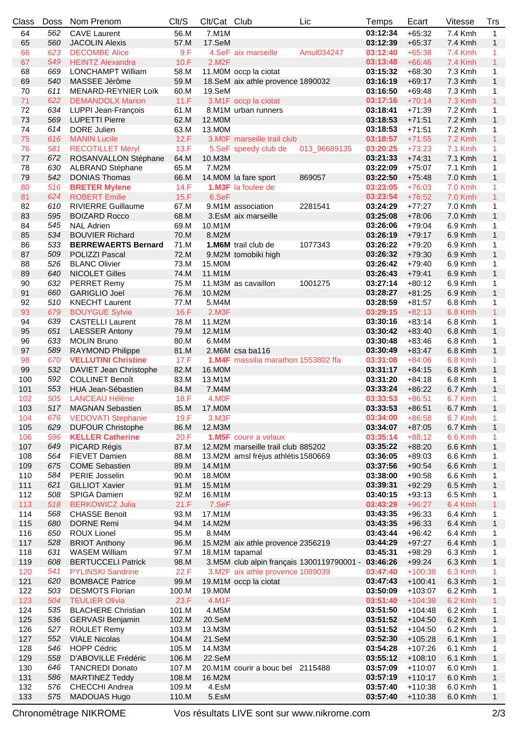| Class | Doss | Nom Prenom | Clt/S | Clt/Cat | Club | Lic | Temps | Ecart | Vitesse | Trs |
|---|---|---|---|---|---|---|---|---|---|---|
| 64 | 562 | CAVE Laurent | 56.M | 7.M1M | | | **03:12:34** | +65:32 | 7.4 Kmh | 1 |
| 65 | 560 | JACOLIN Alexis | 57.M | 17.SeM | | | **03:12:39** | +65:37 | 7.4 Kmh | 1 |
| 66 | 623 | DECOMBE Alice | 9.F | 4.SeF | aix marseille | Amul034247 | **03:12:40** | +65:38 | 7.4 Kmh | 1 |
| 67 | 549 | HEINTZ Alexandra | 10.F | 2.M2F | | | **03:13:48** | +66:46 | 7.4 Kmh | 1 |
| 68 | 669 | LONCHAMPT William | 58.M | 11.M0M | occp la ciotat | | **03:15:32** | +68:30 | 7.3 Kmh | 1 |
| 69 | 540 | MASSEE Jérôme | 59.M | 18.SeM | aix athle provence | 1890032 | **03:16:19** | +69:17 | 7.3 Kmh | 1 |
| 70 | 611 | MENARD-REYNIER Loïk | 60.M | 19.SeM | | | **03:16:50** | +69:48 | 7.3 Kmh | 1 |
| 71 | 622 | DEMANDOLX Marion | 11.F | 3.M1F | occp la ciotat | | **03:17:16** | +70:14 | 7.3 Kmh | 1 |
| 72 | 634 | LUPPI Jean-François | 61.M | 8.M1M | urban runners | | **03:18:41** | +71:39 | 7.2 Kmh | 1 |
| 73 | 569 | LUPETTI Pierre | 62.M | 12.M0M | | | **03:18:53** | +71:51 | 7.2 Kmh | 1 |
| 74 | 614 | DORE Julien | 63.M | 13.M0M | | | **03:18:53** | +71:51 | 7.2 Kmh | 1 |
| 75 | 616 | MANIN Lucile | 12.F | 3.M0F | marseille trail club | | **03:18:57** | +71:55 | 7.2 Kmh | 1 |
| 76 | 581 | RECOTILLET Méryl | 13.F | 5.SeF | speedy club de | 013_96689135 | **03:20:25** | +73:23 | 7.1 Kmh | 1 |
| 77 | 672 | ROSANVALLON Stéphane | 64.M | 10.M3M | | | **03:21:33** | +74:31 | 7.1 Kmh | 1 |
| 78 | 630 | ALBRAND Stéphane | 65.M | 7.M2M | | | **03:22:09** | +75:07 | 7.1 Kmh | 1 |
| 79 | 542 | DONIAS Thomas | 66.M | 14.M0M | la fare sport | 869057 | **03:22:50** | +75:48 | 7.0 Kmh | 1 |
| 80 | 516 | **BRETER Mylene** | 14.F | **1.M3F** | la foulee de | | **03:23:05** | +76:03 | 7.0 Kmh | 1 |
| 81 | 624 | ROBERT Emilie | 15.F | 6.SeF | | | **03:23:54** | +76:52 | 7.0 Kmh | 1 |
| 82 | 610 | RIVIERRE Guillaume | 67.M | 9.M1M | association | 2281541 | **03:24:29** | +77:27 | 7.0 Kmh | 1 |
| 83 | 595 | BOIZARD Rocco | 68.M | 3.EsM | aix marseille | | **03:25:08** | +78:06 | 7.0 Kmh | 1 |
| 84 | 545 | NAL Adrien | 69.M | 10.M1M | | | **03:26:06** | +79:04 | 6.9 Kmh | 1 |
| 85 | 534 | BOUVIER Richard | 70.M | 8.M2M | | | **03:26:19** | +79:17 | 6.9 Kmh | 1 |
| 86 | 533 | **BERREWAERTS Bernard** | 71.M | **1.M6M** | trail club de | 1077343 | **03:26:22** | +79:20 | 6.9 Kmh | 1 |
| 87 | 509 | POLIZZI Pascal | 72.M | 9.M2M | tomobiki high | | **03:26:32** | +79:30 | 6.9 Kmh | 1 |
| 88 | 526 | BLANC Olivier | 73.M | 15.M0M | | | **03:26:42** | +79:40 | 6.9 Kmh | 1 |
| 89 | 640 | NICOLET Gilles | 74.M | 11.M1M | | | **03:26:43** | +79:41 | 6.9 Kmh | 1 |
| 90 | 632 | PERRET Remy | 75.M | 11.M3M | as cavaillon | 1001275 | **03:27:14** | +80:12 | 6.9 Kmh | 1 |
| 91 | 660 | GARIGLIO Joel | 76.M | 10.M2M | | | **03:28:27** | +81:25 | 6.9 Kmh | 1 |
| 92 | 510 | KNECHT Laurent | 77.M | 5.M4M | | | **03:28:59** | +81:57 | 6.8 Kmh | 1 |
| 93 | 679 | BOUYGUE Sylvie | 16.F | 2.M3F | | | **03:29:15** | +82:13 | 6.8 Kmh | 1 |
| 94 | 639 | CASTELLI Laurent | 78.M | 11.M2M | | | **03:30:16** | +83:14 | 6.8 Kmh | 1 |
| 95 | 651 | LAESSER Antony | 79.M | 12.M1M | | | **03:30:42** | +83:40 | 6.8 Kmh | 1 |
| 96 | 633 | MOLIN Bruno | 80.M | 6.M4M | | | **03:30:48** | +83:46 | 6.8 Kmh | 1 |
| 97 | 589 | RAYMOND Philippe | 81.M | 2.M6M | csa ba116 | | **03:30:49** | +83:47 | 6.8 Kmh | 1 |
| 98 | 670 | **VELLUTINI Christine** | 17.F | **1.M4F** | massilia marathon | 1553802 ffa | **03:31:08** | +84:06 | 6.8 Kmh | 1 |
| 99 | 532 | DAVIET Jean Christophe | 82.M | 16.M0M | | | **03:31:17** | +84:15 | 6.8 Kmh | 1 |
| 100 | 592 | COLLINET Benoît | 83.M | 13.M1M | | | **03:31:20** | +84:18 | 6.8 Kmh | 1 |
| 101 | 553 | HUA Jean-Sébastien | 84.M | 7.M4M | | | **03:33:24** | +86:22 | 6.7 Kmh | 1 |
| 102 | 505 | LANCEAU Hélène | 18.F | 4.M0F | | | **03:33:53** | +86:51 | 6.7 Kmh | 1 |
| 103 | 517 | MAGNAN Sebastien | 85.M | 17.M0M | | | **03:33:53** | +86:51 | 6.7 Kmh | 1 |
| 104 | 676 | VEDOVATI Stephanie | 19.F | 3.M3F | | | **03:34:00** | +86:58 | 6.7 Kmh | 1 |
| 105 | 629 | DUFOUR Christophe | 86.M | 12.M3M | | | **03:34:07** | +87:05 | 6.7 Kmh | 1 |
| 106 | 596 | **KELLER Catherine** | 20.F | **1.M5F** | courir a velaux | | **03:35:14** | +88:12 | 6.6 Kmh | 1 |
| 107 | 649 | PICARD Régis | 87.M | 12.M2M | marseille trail club | 885202 | **03:35:22** | +88:20 | 6.6 Kmh | 1 |
| 108 | 564 | FIEVET Damien | 88.M | 13.M2M | amsl fréjus athlétis | 1580669 | **03:36:05** | +89:03 | 6.6 Kmh | 1 |
| 109 | 675 | COME Sebastien | 89.M | 14.M1M | | | **03:37:56** | +90:54 | 6.6 Kmh | 1 |
| 110 | 584 | PERIE Josselin | 90.M | 18.M0M | | | **03:38:00** | +90:58 | 6.6 Kmh | 1 |
| 111 | 621 | GILLIOT Xavier | 91.M | 15.M1M | | | **03:39:31** | +92:29 | 6.5 Kmh | 1 |
| 112 | 508 | SPIGA Damien | 92.M | 16.M1M | | | **03:40:15** | +93:13 | 6.5 Kmh | 1 |
| 113 | 518 | BERKOWICZ Julia | 21.F | 7.SeF | | | **03:43:29** | +96:27 | 6.4 Kmh | 1 |
| 114 | 568 | CHASSE Benoit | 93.M | 17.M1M | | | **03:43:35** | +96:33 | 6.4 Kmh | 1 |
| 115 | 680 | DORNE Remi | 94.M | 14.M2M | | | **03:43:35** | +96:33 | 6.4 Kmh | 1 |
| 116 | 650 | ROUX Lionel | 95.M | 8.M4M | | | **03:43:44** | +96:42 | 6.4 Kmh | 1 |
| 117 | 528 | BRIOT Anthony | 96.M | 15.M2M | aix athle provence | 2356219 | **03:44:29** | +97:27 | 6.4 Kmh | 1 |
| 118 | 631 | WASEM William | 97.M | 18.M1M | tapamal | | **03:45:31** | +98:29 | 6.3 Kmh | 1 |
| 119 | 608 | BERTUCCELI Patrick | 98.M | 3.M5M | club alpin français | 1300119790001 - | **03:46:26** | +99:24 | 6.3 Kmh | 1 |
| 120 | 541 | PYLINSKI Sandrine | 22.F | 3.M2F | aix athle provence | 1089039 | **03:47:40** | +100:38 | 6.3 Kmh | 1 |
| 121 | 620 | BOMBACE Patrice | 99.M | 19.M1M | occp la ciotat | | **03:47:43** | +100:41 | 6.3 Kmh | 1 |
| 122 | 503 | DESMOTS Florian | 100.M | 19.M0M | | | **03:50:09** | +103:07 | 6.2 Kmh | 1 |
| 123 | 504 | TEULIER Olivia | 23.F | 4.M1F | | | **03:51:40** | +104:38 | 6.2 Kmh | 1 |
| 124 | 535 | BLACHERE Christian | 101.M | 4.M5M | | | **03:51:50** | +104:48 | 6.2 Kmh | 1 |
| 125 | 536 | GERVASI Benjamin | 102.M | 20.SeM | | | **03:51:52** | +104:50 | 6.2 Kmh | 1 |
| 126 | 527 | ROULET Remy | 103.M | 13.M3M | | | **03:51:52** | +104:50 | 6.2 Kmh | 1 |
| 127 | 552 | VIALE Nicolas | 104.M | 21.SeM | | | **03:52:30** | +105:28 | 6.1 Kmh | 1 |
| 128 | 546 | HOPP Cédric | 105.M | 14.M3M | | | **03:54:28** | +107:26 | 6.1 Kmh | 1 |
| 129 | 558 | D'ABOVILLE Frédéric | 106.M | 22.SeM | | | **03:55:12** | +108:10 | 6.1 Kmh | 1 |
| 130 | 646 | TANCREDI Donato | 107.M | 20.M1M | courir a bouc bel | 2115488 | **03:57:09** | +110:07 | 6.0 Kmh | 1 |
| 131 | 586 | MARTINEZ Teddy | 108.M | 16.M2M | | | **03:57:19** | +110:17 | 6.0 Kmh | 1 |
| 132 | 576 | CHECCHI Andrea | 109.M | 4.EsM | | | **03:57:40** | +110:38 | 6.0 Kmh | 1 |
| 133 | 575 | MADOUAS Hugo | 110.M | 5.EsM | | | **03:57:40** | +110:38 | 6.0 Kmh | 1 |

Chronométrage NIKROME — Vos résultats LIVE sont sur www.nikrome.com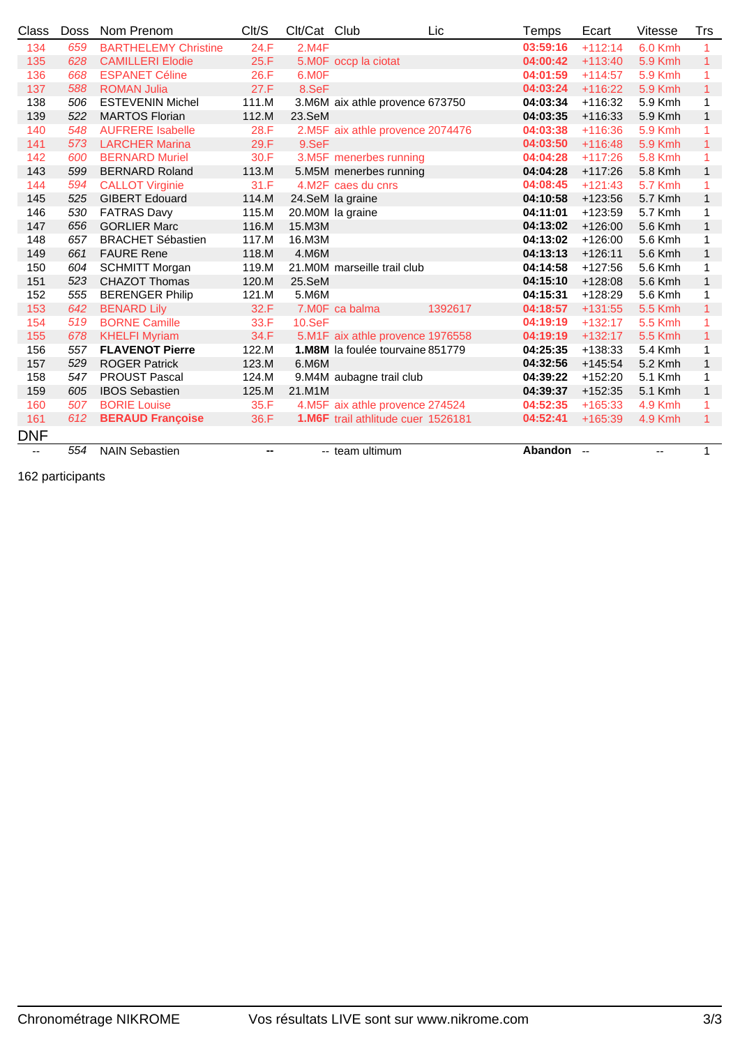| Class | Doss | Nom Prenom | Clt/S | Clt/Cat | Club | Lic | Temps | Ecart | Vitesse | Trs |
|---|---|---|---|---|---|---|---|---|---|---|
| 134 | 659 | BARTHELEMY Christine | 24.F | 2.M4F | | | **03:59:16** | +112:14 | 6.0 Kmh | 1 |
| 135 | 628 | CAMILLERI Elodie | 25.F | 5.M0F | occp la ciotat | | **04:00:42** | +113:40 | 5.9 Kmh | 1 |
| 136 | 668 | ESPANET Céline | 26.F | 6.M0F | | | **04:01:59** | +114:57 | 5.9 Kmh | 1 |
| 137 | 588 | ROMAN Julia | 27.F | 8.SeF | | | **04:03:24** | +116:22 | 5.9 Kmh | 1 |
| 138 | 506 | ESTEVENIN Michel | 111.M | 3.M6M | aix athle provence | 673750 | **04:03:34** | +116:32 | 5.9 Kmh | 1 |
| 139 | 522 | MARTOS Florian | 112.M | 23.SeM | | | **04:03:35** | +116:33 | 5.9 Kmh | 1 |
| 140 | 548 | AUFRERE Isabelle | 28.F | 2.M5F | aix athle provence | 2074476 | **04:03:38** | +116:36 | 5.9 Kmh | 1 |
| 141 | 573 | LARCHER Marina | 29.F | 9.SeF | | | **04:03:50** | +116:48 | 5.9 Kmh | 1 |
| 142 | 600 | BERNARD Muriel | 30.F | 3.M5F | menerbes running | | **04:04:28** | +117:26 | 5.8 Kmh | 1 |
| 143 | 599 | BERNARD Roland | 113.M | 5.M5M | menerbes running | | **04:04:28** | +117:26 | 5.8 Kmh | 1 |
| 144 | 594 | CALLOT Virginie | 31.F | 4.M2F | caes du cnrs | | **04:08:45** | +121:43 | 5.7 Kmh | 1 |
| 145 | 525 | GIBERT Edouard | 114.M | 24.SeM | la graine | | **04:10:58** | +123:56 | 5.7 Kmh | 1 |
| 146 | 530 | FATRAS Davy | 115.M | 20.M0M | la graine | | **04:11:01** | +123:59 | 5.7 Kmh | 1 |
| 147 | 656 | GORLIER Marc | 116.M | 15.M3M | | | **04:13:02** | +126:00 | 5.6 Kmh | 1 |
| 148 | 657 | BRACHET Sébastien | 117.M | 16.M3M | | | **04:13:02** | +126:00 | 5.6 Kmh | 1 |
| 149 | 661 | FAURE Rene | 118.M | 4.M6M | | | **04:13:13** | +126:11 | 5.6 Kmh | 1 |
| 150 | 604 | SCHMITT Morgan | 119.M | 21.M0M | marseille trail club | | **04:14:58** | +127:56 | 5.6 Kmh | 1 |
| 151 | 523 | CHAZOT Thomas | 120.M | 25.SeM | | | **04:15:10** | +128:08 | 5.6 Kmh | 1 |
| 152 | 555 | BERENGER Philip | 121.M | 5.M6M | | | **04:15:31** | +128:29 | 5.6 Kmh | 1 |
| 153 | 642 | BENARD Lily | 32.F | 7.M0F | ca balma | 1392617 | **04:18:57** | +131:55 | 5.5 Kmh | 1 |
| 154 | 519 | BORNE Camille | 33.F | 10.SeF | | | **04:19:19** | +132:17 | 5.5 Kmh | 1 |
| 155 | 678 | KHELFI Myriam | 34.F | 5.M1F | aix athle provence | 1976558 | **04:19:19** | +132:17 | 5.5 Kmh | 1 |
| 156 | 557 | **FLAVENOT Pierre** | 122.M | **1.M8M** | la foulée tourvaine | 851779 | **04:25:35** | +138:33 | 5.4 Kmh | 1 |
| 157 | 529 | ROGER Patrick | 123.M | 6.M6M | | | **04:32:56** | +145:54 | 5.2 Kmh | 1 |
| 158 | 547 | PROUST Pascal | 124.M | 9.M4M | aubagne trail club | | **04:39:22** | +152:20 | 5.1 Kmh | 1 |
| 159 | 605 | IBOS Sebastien | 125.M | 21.M1M | | | **04:39:37** | +152:35 | 5.1 Kmh | 1 |
| 160 | 507 | BORIE Louise | 35.F | 4.M5F | aix athle provence | 274524 | **04:52:35** | +165:33 | 4.9 Kmh | 1 |
| 161 | 612 | **BERAUD Françoise** | 36.F | **1.M6F** | trail athlitude cuer | 1526181 | **04:52:41** | +165:39 | 4.9 Kmh | 1 |

## DNF

| Class | Doss | Nom Prenom | Clt/S | Clt/Cat | Club | Lic | Temps | Ecart | Vitesse | Trs |
|---|---|---|---|---|---|---|---|---|---|---|
| -- | 554 | NAIN Sebastien | -- | -- | team ultimum | | **Abandon** | -- | -- | 1 |

162 participants

Chronométrage NIKROME — Vos résultats LIVE sont sur www.nikrome.com